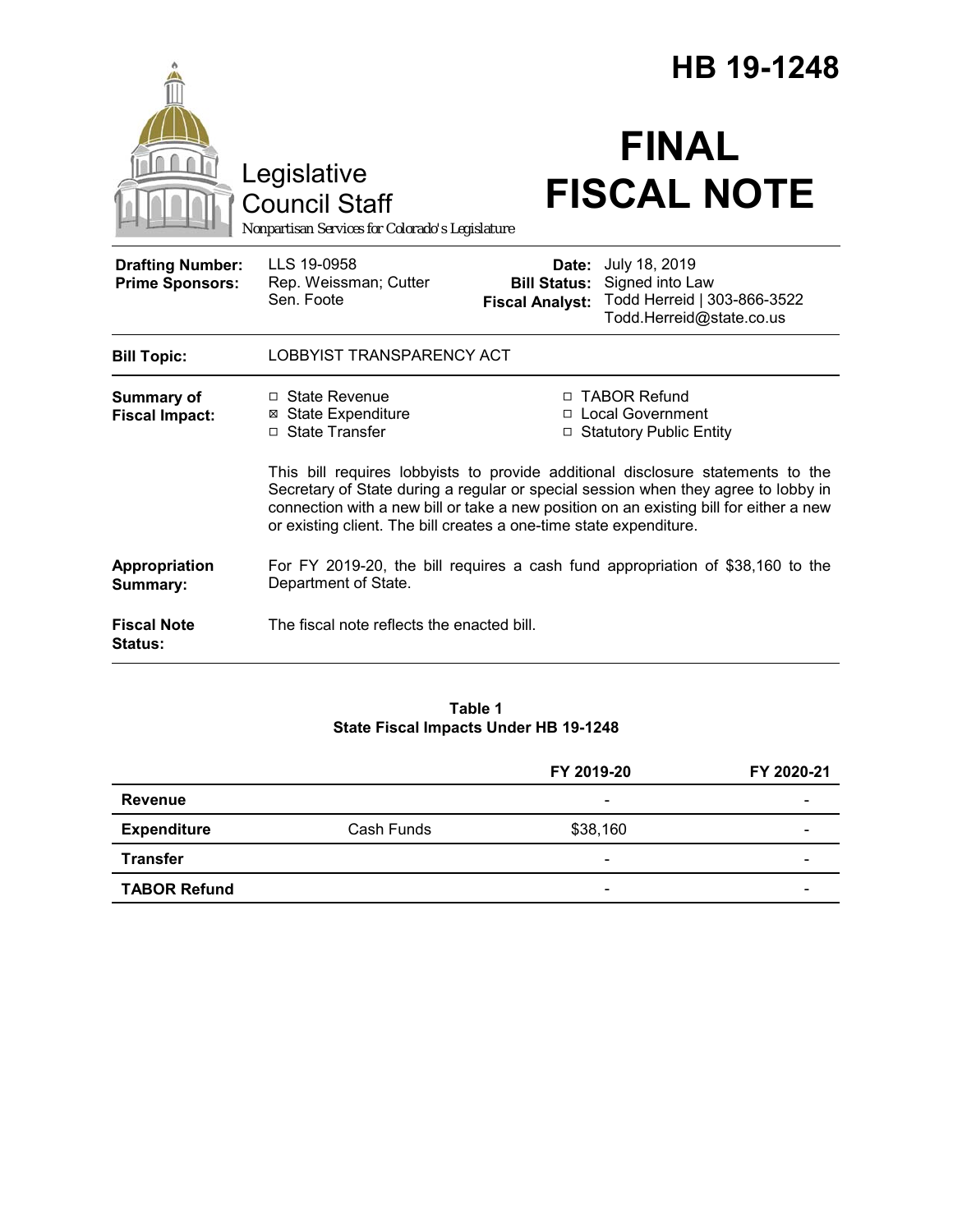# HB 19-1248

Legislative Council Staff

*Nonpartisan Services for Colorado's Legislature*

# FINAL FISCAL NOTE

| | | | |
|---|---|---|---|
| **Drafting Number:** | LLS 19-0958 | **Date:** | July 18, 2019 |
| **Prime Sponsors:** | Rep. Weissman; Cutter<br>Sen. Foote | **Bill Status:** | Signed into Law |
| | | **Fiscal Analyst:** | Todd Herreid \| 303-866-3522<br>Todd.Herreid@state.co.us |

| | |
|---|---|
| **Bill Topic:** | LOBBYIST TRANSPARENCY ACT |
| **Summary of Fiscal Impact:** | ☐ State Revenue<br>☒ State Expenditure<br>☐ State Transfer<br>☐ TABOR Refund<br>☐ Local Government<br>☐ Statutory Public Entity<br><br>This bill requires lobbyists to provide additional disclosure statements to the Secretary of State during a regular or special session when they agree to lobby in connection with a new bill or take a new position on an existing bill for either a new or existing client. The bill creates a one-time state expenditure. |
| **Appropriation Summary:** | For FY 2019-20, the bill requires a cash fund appropriation of $38,160 to the Department of State. |
| **Fiscal Note Status:** | The fiscal note reflects the enacted bill. |

**Table 1**
**State Fiscal Impacts Under HB 19-1248**

| | | FY 2019-20 | FY 2020-21 |
|---|---|---|---|
| **Revenue** | | - | - |
| **Expenditure** | Cash Funds | $38,160 | - |
| **Transfer** | | - | - |
| **TABOR Refund** | | - | - |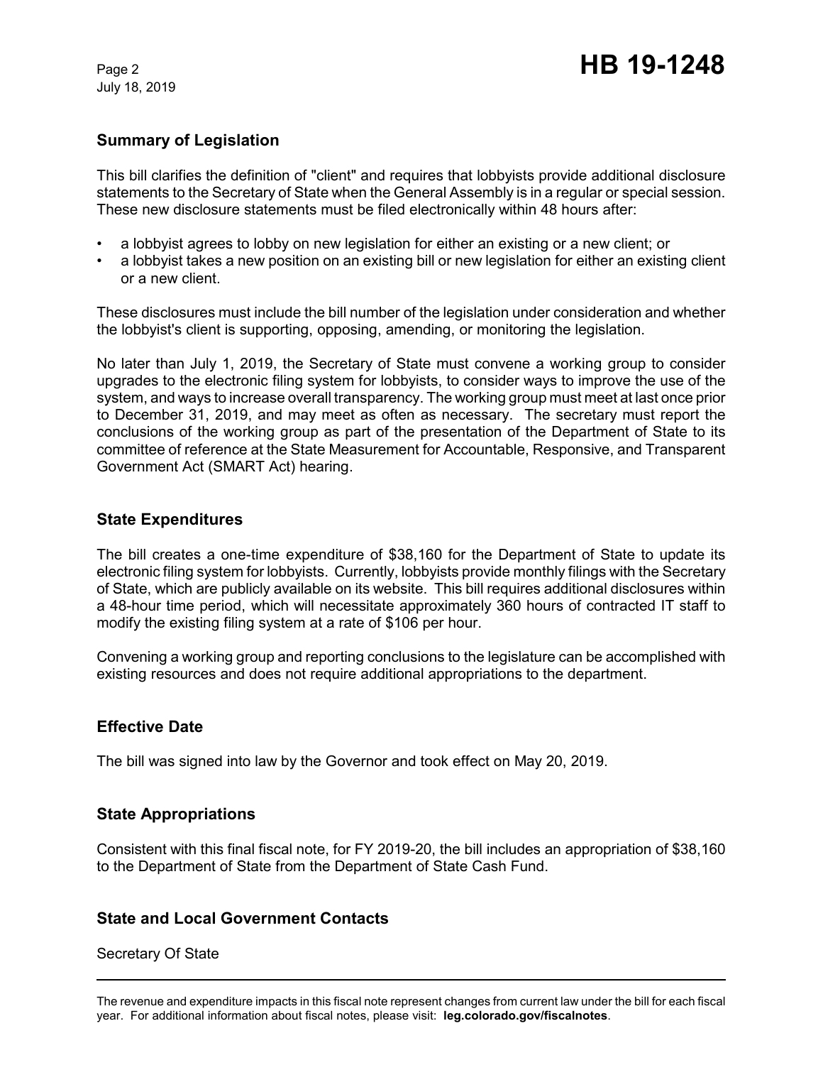## Summary of Legislation

This bill clarifies the definition of "client" and requires that lobbyists provide additional disclosure statements to the Secretary of State when the General Assembly is in a regular or special session. These new disclosure statements must be filed electronically within 48 hours after:

- a lobbyist agrees to lobby on new legislation for either an existing or a new client; or
- a lobbyist takes a new position on an existing bill or new legislation for either an existing client or a new client.

These disclosures must include the bill number of the legislation under consideration and whether the lobbyist's client is supporting, opposing, amending, or monitoring the legislation.

No later than July 1, 2019, the Secretary of State must convene a working group to consider upgrades to the electronic filing system for lobbyists, to consider ways to improve the use of the system, and ways to increase overall transparency. The working group must meet at last once prior to December 31, 2019, and may meet as often as necessary. The secretary must report the conclusions of the working group as part of the presentation of the Department of State to its committee of reference at the State Measurement for Accountable, Responsive, and Transparent Government Act (SMART Act) hearing.

## State Expenditures

The bill creates a one-time expenditure of $38,160 for the Department of State to update its electronic filing system for lobbyists. Currently, lobbyists provide monthly filings with the Secretary of State, which are publicly available on its website. This bill requires additional disclosures within a 48-hour time period, which will necessitate approximately 360 hours of contracted IT staff to modify the existing filing system at a rate of $106 per hour.

Convening a working group and reporting conclusions to the legislature can be accomplished with existing resources and does not require additional appropriations to the department.

## Effective Date

The bill was signed into law by the Governor and took effect on May 20, 2019.

## State Appropriations

Consistent with this final fiscal note, for FY 2019-20, the bill includes an appropriation of $38,160 to the Department of State from the Department of State Cash Fund.

## State and Local Government Contacts

Secretary Of State

---

The revenue and expenditure impacts in this fiscal note represent changes from current law under the bill for each fiscal year. For additional information about fiscal notes, please visit: **leg.colorado.gov/fiscalnotes**.